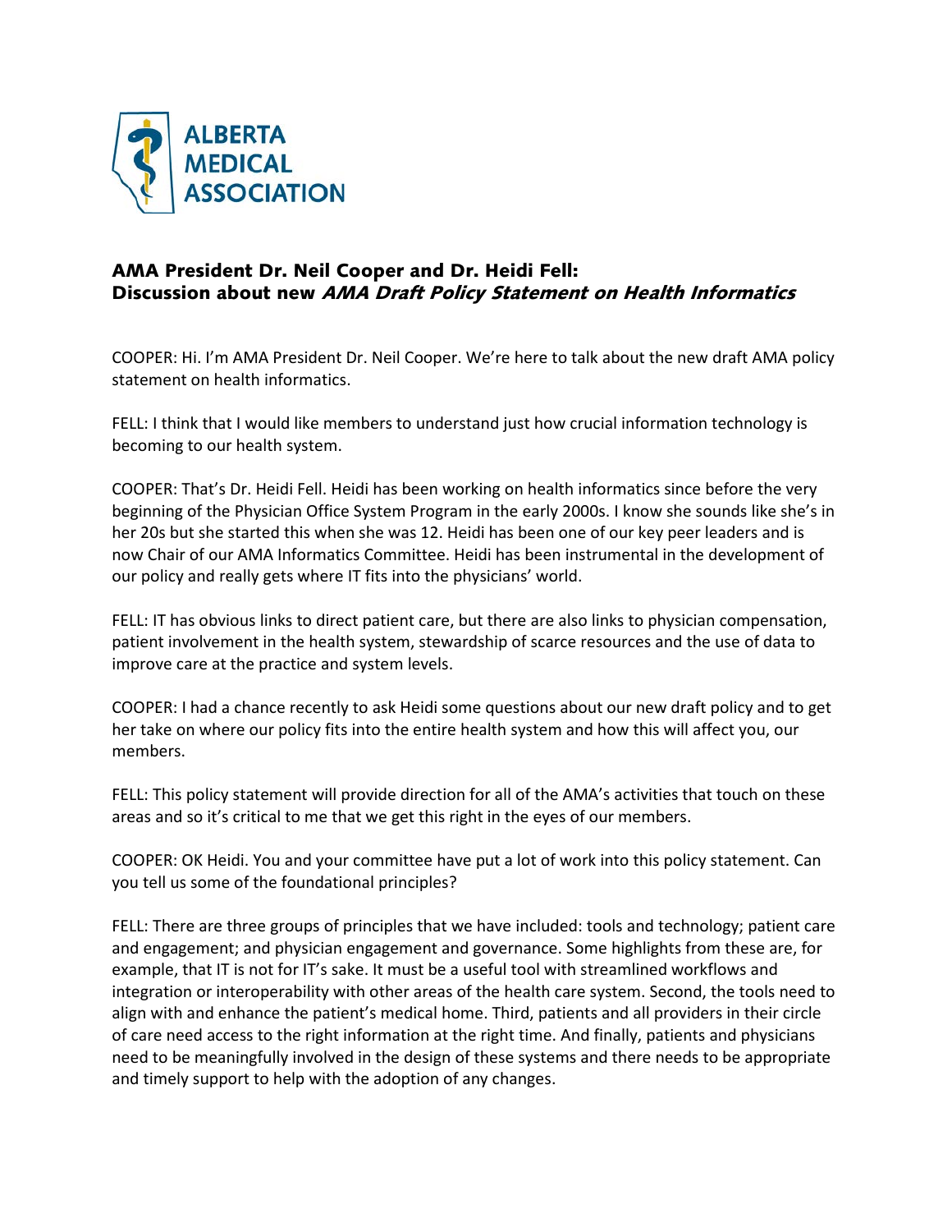ALBERTA MEDICAL ASSOCIATION

## AMA President Dr. Neil Cooper and Dr. Heidi Fell: Discussion about new *AMA Draft Policy Statement on Health Informatics*

COOPER: Hi. I'm AMA President Dr. Neil Cooper. We're here to talk about the new draft AMA policy statement on health informatics.

FELL: I think that I would like members to understand just how crucial information technology is becoming to our health system.

COOPER: That's Dr. Heidi Fell. Heidi has been working on health informatics since before the very beginning of the Physician Office System Program in the early 2000s. I know she sounds like she's in her 20s but she started this when she was 12. Heidi has been one of our key peer leaders and is now Chair of our AMA Informatics Committee. Heidi has been instrumental in the development of our policy and really gets where IT fits into the physicians' world.

FELL: IT has obvious links to direct patient care, but there are also links to physician compensation, patient involvement in the health system, stewardship of scarce resources and the use of data to improve care at the practice and system levels.

COOPER: I had a chance recently to ask Heidi some questions about our new draft policy and to get her take on where our policy fits into the entire health system and how this will affect you, our members.

FELL: This policy statement will provide direction for all of the AMA's activities that touch on these areas and so it's critical to me that we get this right in the eyes of our members.

COOPER: OK Heidi. You and your committee have put a lot of work into this policy statement. Can you tell us some of the foundational principles?

FELL: There are three groups of principles that we have included: tools and technology; patient care and engagement; and physician engagement and governance. Some highlights from these are, for example, that IT is not for IT's sake. It must be a useful tool with streamlined workflows and integration or interoperability with other areas of the health care system. Second, the tools need to align with and enhance the patient's medical home. Third, patients and all providers in their circle of care need access to the right information at the right time. And finally, patients and physicians need to be meaningfully involved in the design of these systems and there needs to be appropriate and timely support to help with the adoption of any changes.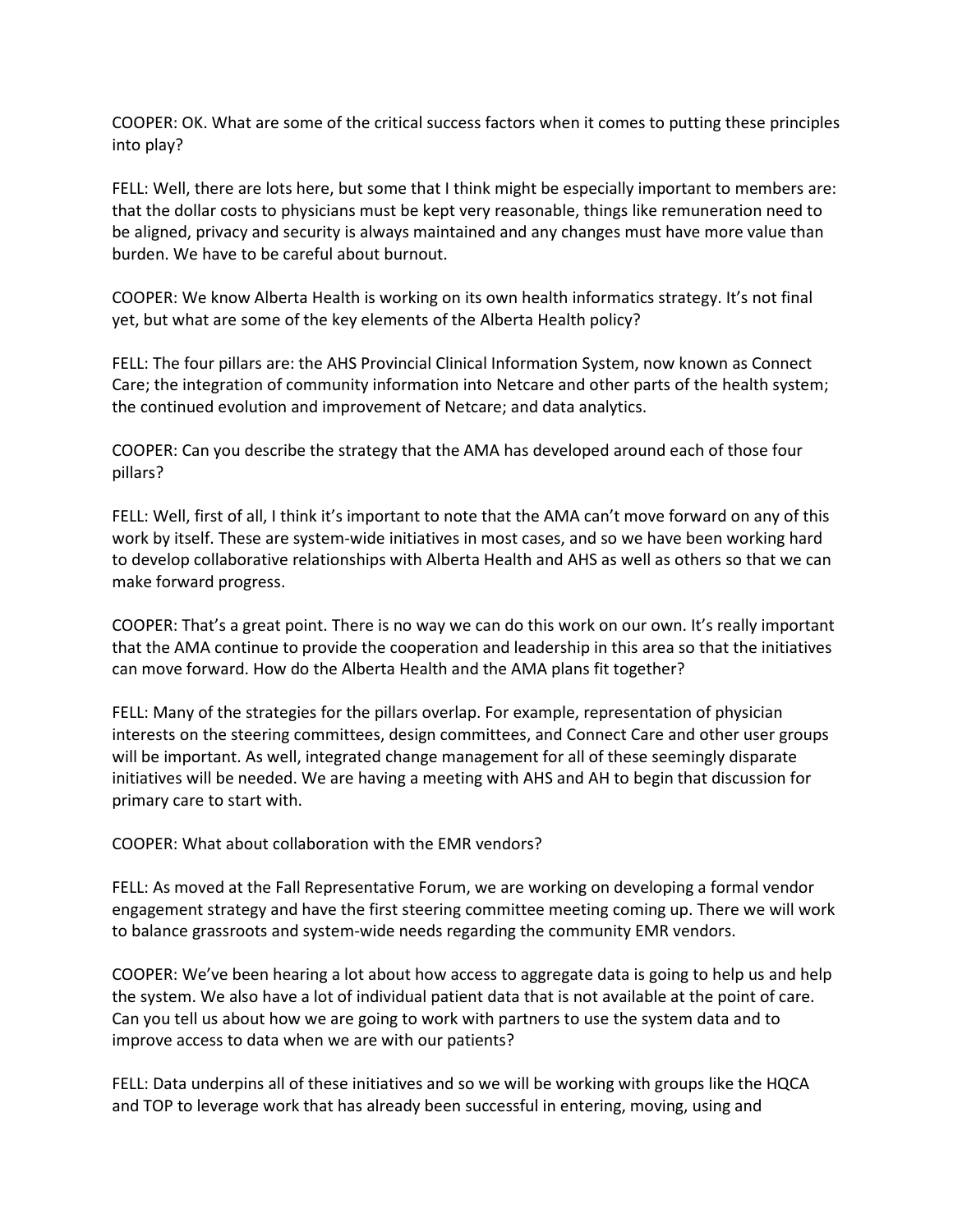COOPER: OK. What are some of the critical success factors when it comes to putting these principles into play?

FELL: Well, there are lots here, but some that I think might be especially important to members are: that the dollar costs to physicians must be kept very reasonable, things like remuneration need to be aligned, privacy and security is always maintained and any changes must have more value than burden. We have to be careful about burnout.

COOPER: We know Alberta Health is working on its own health informatics strategy. It's not final yet, but what are some of the key elements of the Alberta Health policy?

FELL: The four pillars are: the AHS Provincial Clinical Information System, now known as Connect Care; the integration of community information into Netcare and other parts of the health system; the continued evolution and improvement of Netcare; and data analytics.

COOPER: Can you describe the strategy that the AMA has developed around each of those four pillars?

FELL: Well, first of all, I think it's important to note that the AMA can't move forward on any of this work by itself. These are system-wide initiatives in most cases, and so we have been working hard to develop collaborative relationships with Alberta Health and AHS as well as others so that we can make forward progress.

COOPER: That's a great point. There is no way we can do this work on our own. It's really important that the AMA continue to provide the cooperation and leadership in this area so that the initiatives can move forward. How do the Alberta Health and the AMA plans fit together?

FELL: Many of the strategies for the pillars overlap. For example, representation of physician interests on the steering committees, design committees, and Connect Care and other user groups will be important. As well, integrated change management for all of these seemingly disparate initiatives will be needed. We are having a meeting with AHS and AH to begin that discussion for primary care to start with.

COOPER: What about collaboration with the EMR vendors?

FELL: As moved at the Fall Representative Forum, we are working on developing a formal vendor engagement strategy and have the first steering committee meeting coming up. There we will work to balance grassroots and system-wide needs regarding the community EMR vendors.

COOPER: We've been hearing a lot about how access to aggregate data is going to help us and help the system. We also have a lot of individual patient data that is not available at the point of care. Can you tell us about how we are going to work with partners to use the system data and to improve access to data when we are with our patients?

FELL: Data underpins all of these initiatives and so we will be working with groups like the HQCA and TOP to leverage work that has already been successful in entering, moving, using and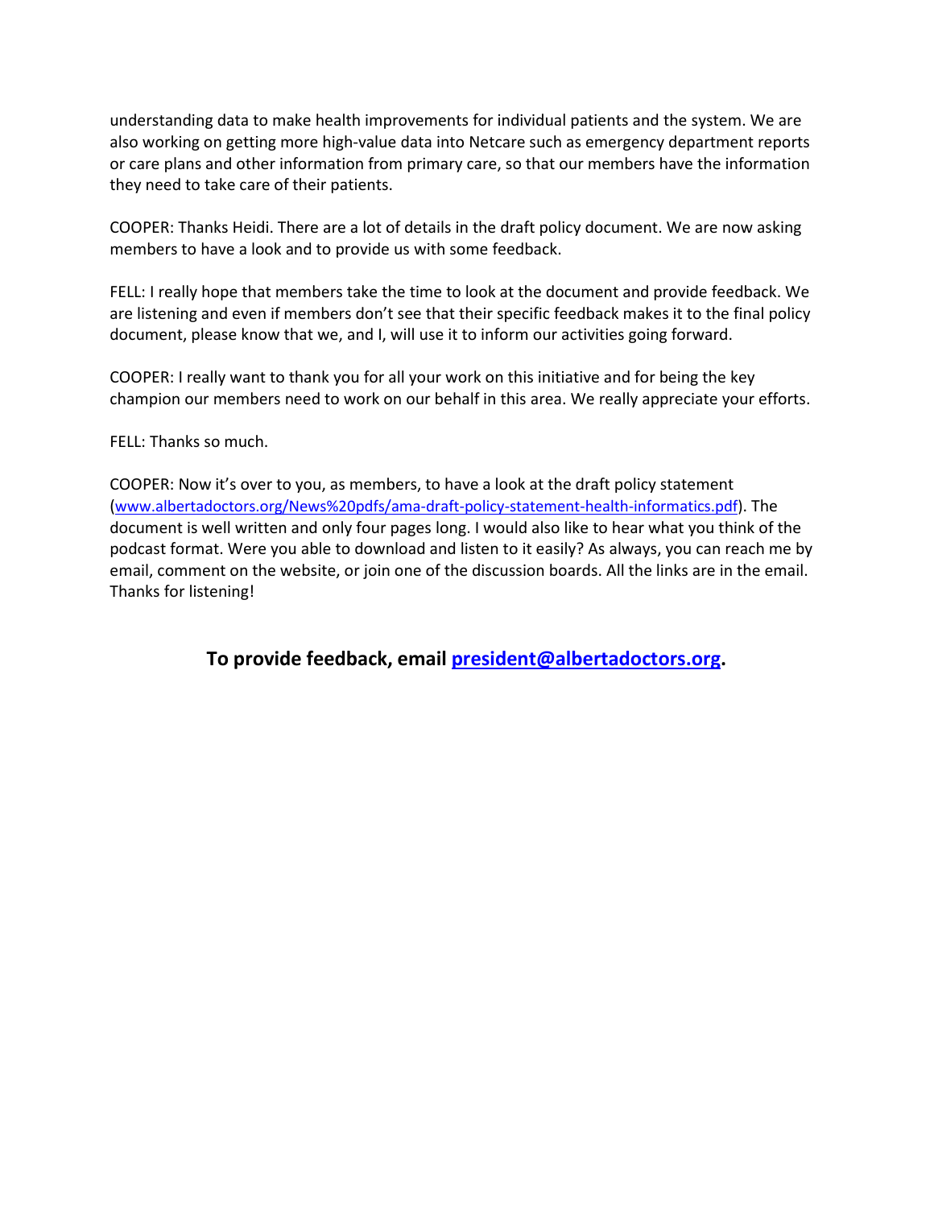understanding data to make health improvements for individual patients and the system. We are also working on getting more high-value data into Netcare such as emergency department reports or care plans and other information from primary care, so that our members have the information they need to take care of their patients.

COOPER: Thanks Heidi. There are a lot of details in the draft policy document. We are now asking members to have a look and to provide us with some feedback.

FELL: I really hope that members take the time to look at the document and provide feedback. We are listening and even if members don't see that their specific feedback makes it to the final policy document, please know that we, and I, will use it to inform our activities going forward.

COOPER: I really want to thank you for all your work on this initiative and for being the key champion our members need to work on our behalf in this area. We really appreciate your efforts.

FELL: Thanks so much.

COOPER: Now it's over to you, as members, to have a look at the draft policy statement ([www.albertadoctors.org/News%20pdfs/ama-draft-policy-statement-health-informatics.pdf](www.albertadoctors.org/News%20pdfs/ama-draft-policy-statement-health-informatics.pdf)). The document is well written and only four pages long. I would also like to hear what you think of the podcast format. Were you able to download and listen to it easily? As always, you can reach me by email, comment on the website, or join one of the discussion boards. All the links are in the email. Thanks for listening!

**To provide feedback, email [president@albertadoctors.org](mailto:president@albertadoctors.org).**